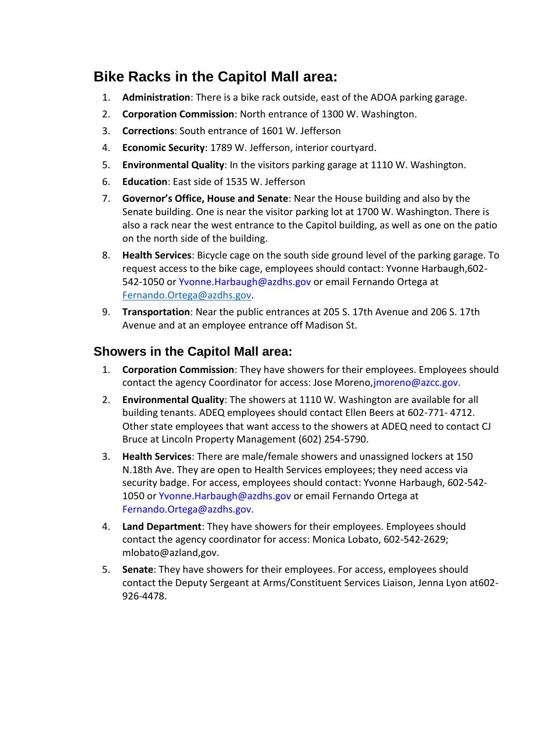## Bike Racks in the Capitol Mall area:

1. **Administration**: There is a bike rack outside, east of the ADOA parking garage.
2. **Corporation Commission**: North entrance of 1300 W. Washington.
3. **Corrections**: South entrance of 1601 W. Jefferson
4. **Economic Security**: 1789 W. Jefferson, interior courtyard.
5. **Environmental Quality**: In the visitors parking garage at 1110 W. Washington.
6. **Education**: East side of 1535 W. Jefferson
7. **Governor's Office, House and Senate**: Near the House building and also by the Senate building. One is near the visitor parking lot at 1700 W. Washington. There is also a rack near the west entrance to the Capitol building, as well as one on the patio on the north side of the building.
8. **Health Services**: Bicycle cage on the south side ground level of the parking garage. To request access to the bike cage, employees should contact: Yvonne Harbaugh,602-542-1050 or Yvonne.Harbaugh@azdhs.gov or email Fernando Ortega at Fernando.Ortega@azdhs.gov.
9. **Transportation**: Near the public entrances at 205 S. 17th Avenue and 206 S. 17th Avenue and at an employee entrance off Madison St.

## Showers in the Capitol Mall area:

1. **Corporation Commission**: They have showers for their employees. Employees should contact the agency Coordinator for access: Jose Moreno,jmoreno@azcc.gov.
2. **Environmental Quality**: The showers at 1110 W. Washington are available for all building tenants. ADEQ employees should contact Ellen Beers at 602-771- 4712. Other state employees that want access to the showers at ADEQ need to contact CJ Bruce at Lincoln Property Management (602) 254-5790.
3. **Health Services**: There are male/female showers and unassigned lockers at 150 N.18th Ave. They are open to Health Services employees; they need access via security badge. For access, employees should contact: Yvonne Harbaugh, 602-542-1050 or Yvonne.Harbaugh@azdhs.gov or email Fernando Ortega at Fernando.Ortega@azdhs.gov.
4. **Land Department**: They have showers for their employees. Employees should contact the agency coordinator for access: Monica Lobato, 602-542-2629; mlobato@azland,gov.
5. **Senate**: They have showers for their employees. For access, employees should contact the Deputy Sergeant at Arms/Constituent Services Liaison, Jenna Lyon at602-926-4478.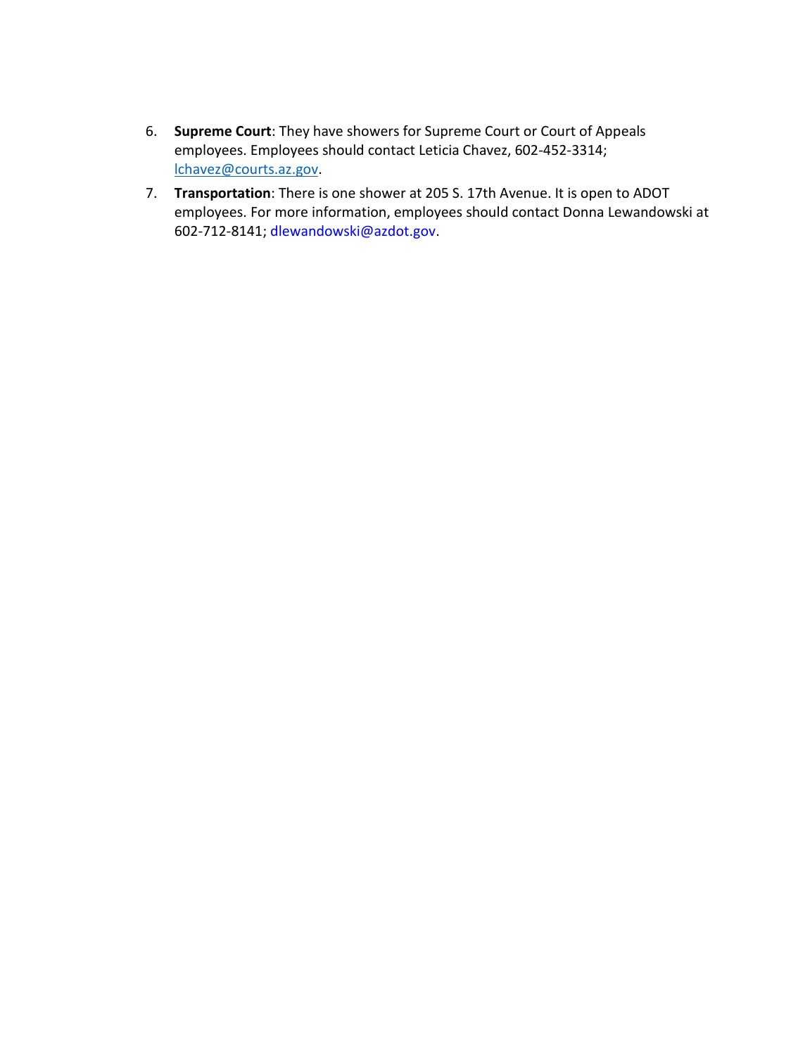6. **Supreme Court**: They have showers for Supreme Court or Court of Appeals employees. Employees should contact Leticia Chavez, 602-452-3314; lchavez@courts.az.gov.
7. **Transportation**: There is one shower at 205 S. 17th Avenue. It is open to ADOT employees. For more information, employees should contact Donna Lewandowski at 602-712-8141; dlewandowski@azdot.gov.